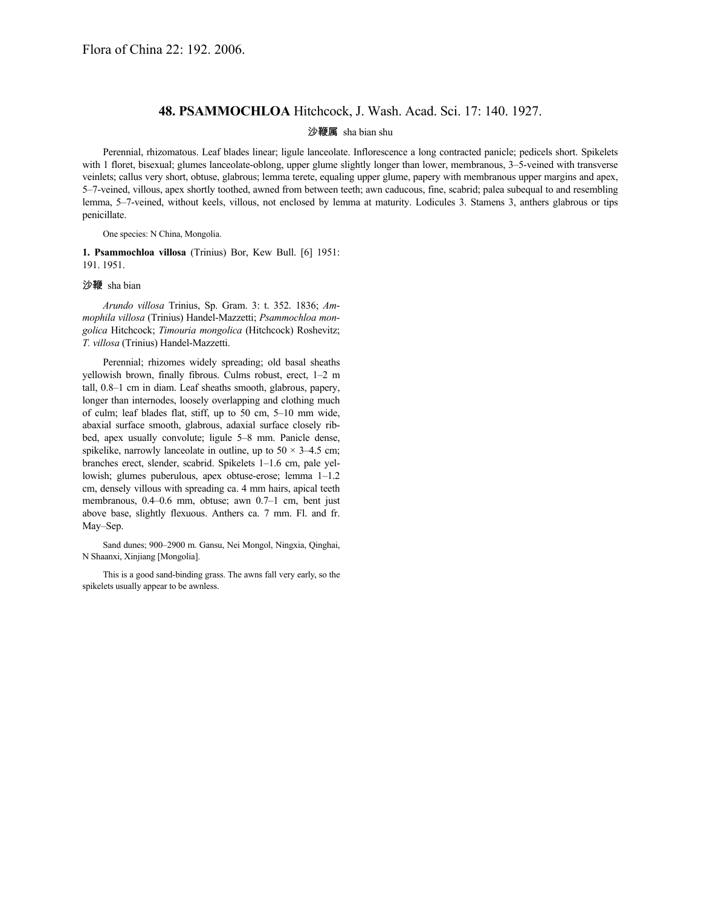Flora of China 22: 192. 2006.

## 48. **PSAMMOCHLOA** Hitchcock, J. Wash. Acad. Sci. 17: 140. 1927.

沙鞭属 sha bian shu

Perennial, rhizomatous. Leaf blades linear; ligule lanceolate. Inflorescence a long contracted panicle; pedicels short. Spikelets with 1 floret, bisexual; glumes lanceolate-oblong, upper glume slightly longer than lower, membranous, 3–5-veined with transverse veinlets; callus very short, obtuse, glabrous; lemma terete, equaling upper glume, papery with membranous upper margins and apex, 5–7-veined, villous, apex shortly toothed, awned from between teeth; awn caducous, fine, scabrid; palea subequal to and resembling lemma, 5–7-veined, without keels, villous, not enclosed by lemma at maturity. Lodicules 3. Stamens 3, anthers glabrous or tips penicillate.

One species: N China, Mongolia.

**1. Psammochloa villosa** (Trinius) Bor, Kew Bull. [6] 1951: 191. 1951.

沙鞭 sha bian

*Arundo villosa* Trinius, Sp. Gram. 3: t. 352. 1836; *Ammophila villosa* (Trinius) Handel-Mazzetti; *Psammochloa mongolica* Hitchcock; *Timouria mongolica* (Hitchcock) Roshevitz; *T. villosa* (Trinius) Handel-Mazzetti.

Perennial; rhizomes widely spreading; old basal sheaths yellowish brown, finally fibrous. Culms robust, erect, 1–2 m tall, 0.8–1 cm in diam. Leaf sheaths smooth, glabrous, papery, longer than internodes, loosely overlapping and clothing much of culm; leaf blades flat, stiff, up to 50 cm, 5–10 mm wide, abaxial surface smooth, glabrous, adaxial surface closely ribbed, apex usually convolute; ligule 5–8 mm. Panicle dense, spikelike, narrowly lanceolate in outline, up to 50 × 3–4.5 cm; branches erect, slender, scabrid. Spikelets 1–1.6 cm, pale yellowish; glumes puberulous, apex obtuse-erose; lemma 1–1.2 cm, densely villous with spreading ca. 4 mm hairs, apical teeth membranous, 0.4–0.6 mm, obtuse; awn 0.7–1 cm, bent just above base, slightly flexuous. Anthers ca. 7 mm. Fl. and fr. May–Sep.

Sand dunes; 900–2900 m. Gansu, Nei Mongol, Ningxia, Qinghai, N Shaanxi, Xinjiang [Mongolia].

This is a good sand-binding grass. The awns fall very early, so the spikelets usually appear to be awnless.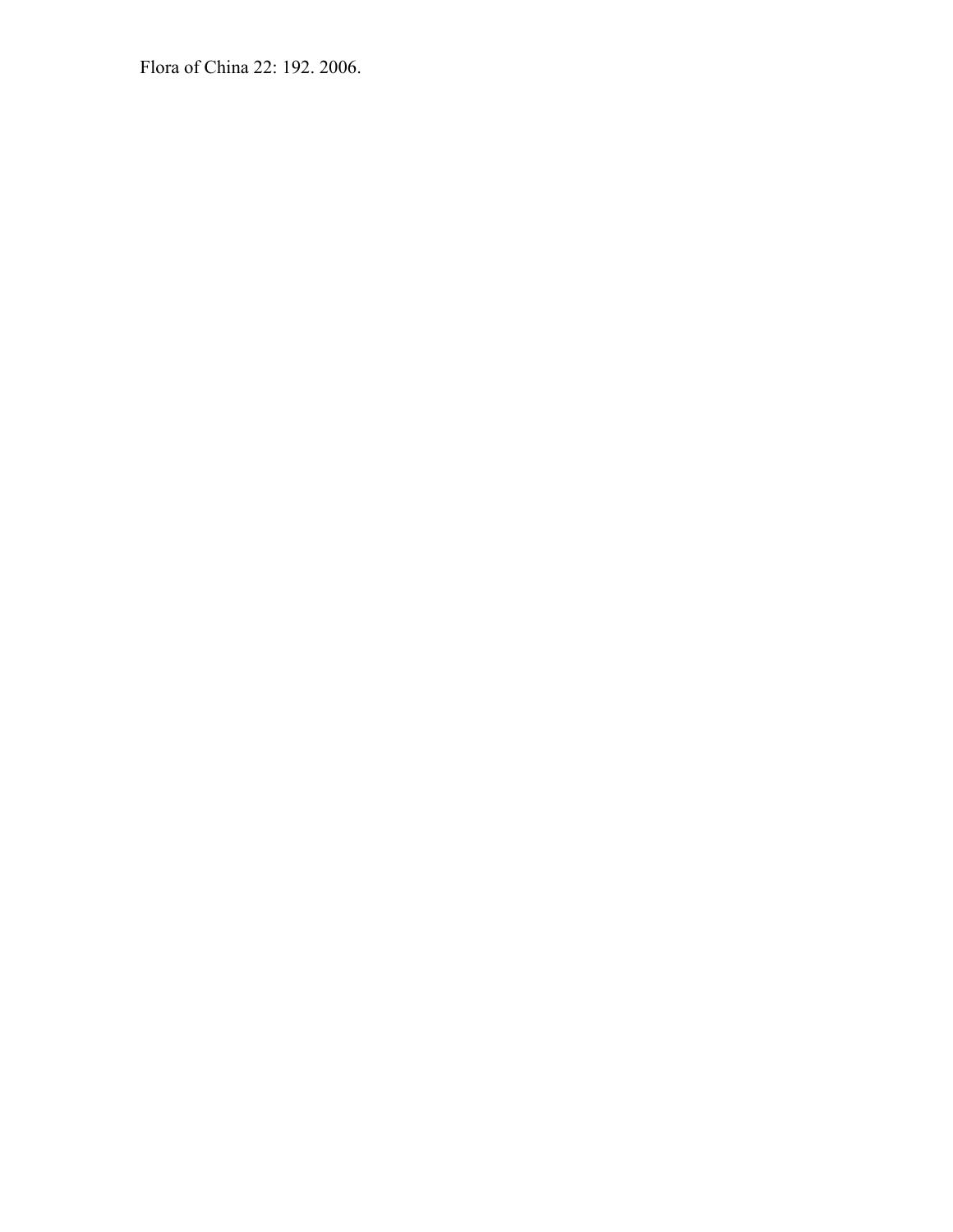Flora of China 22: 192. 2006.